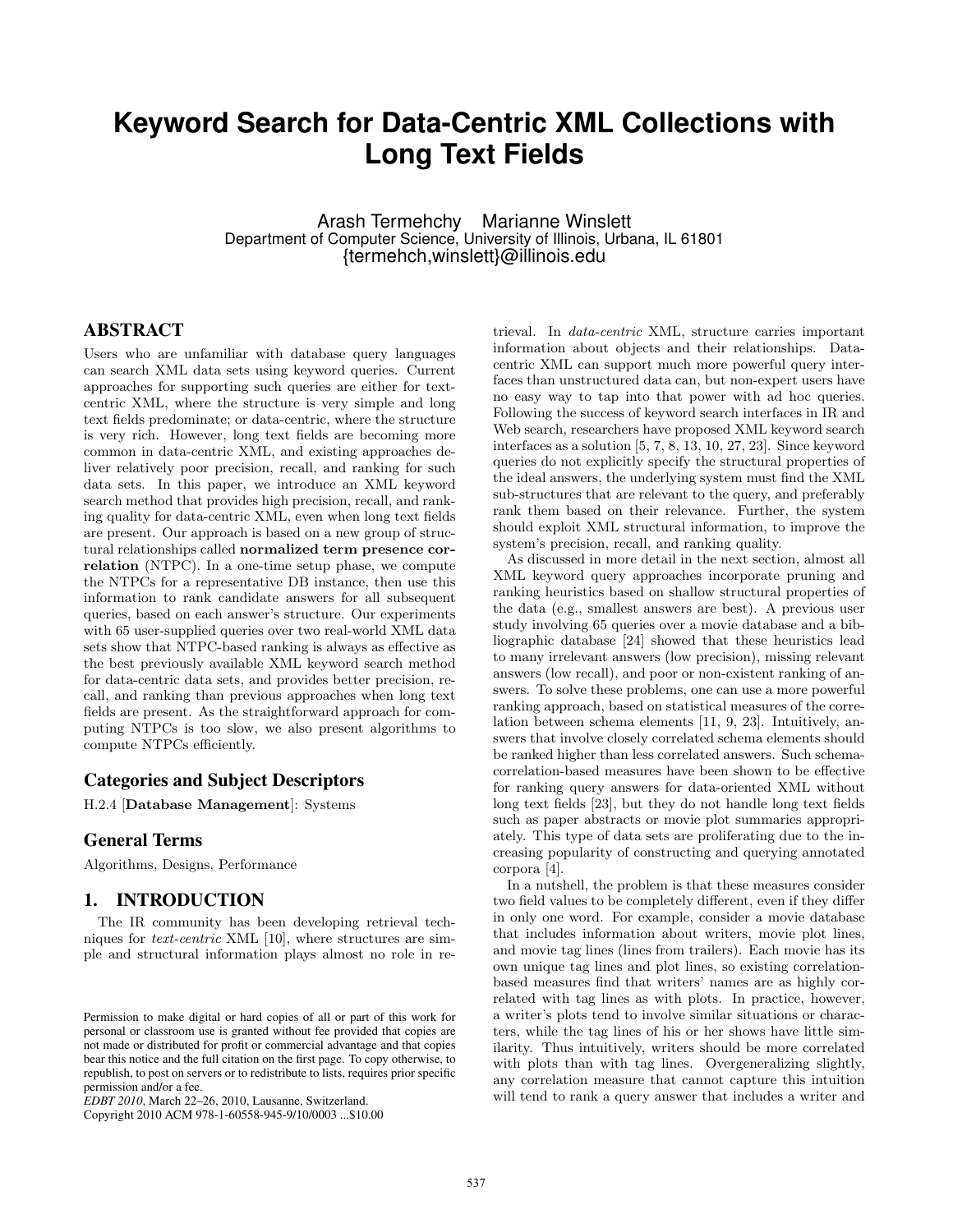# Keyword Search for Data-Centric XML Collections with Long Text Fields

Arash Termehchy Marianne Winslett
Department of Computer Science, University of Illinois, Urbana, IL 61801
{termehch,winslett}@illinois.edu

## ABSTRACT

Users who are unfamiliar with database query languages can search XML data sets using keyword queries. Current approaches for supporting such queries are either for text-centric XML, where the structure is very simple and long text fields predominate; or data-centric, where the structure is very rich. However, long text fields are becoming more common in data-centric XML, and existing approaches deliver relatively poor precision, recall, and ranking for such data sets. In this paper, we introduce an XML keyword search method that provides high precision, recall, and ranking quality for data-centric XML, even when long text fields are present. Our approach is based on a new group of structural relationships called **normalized term presence correlation** (NTPC). In a one-time setup phase, we compute the NTPCs for a representative DB instance, then use this information to rank candidate answers for all subsequent queries, based on each answer's structure. Our experiments with 65 user-supplied queries over two real-world XML data sets show that NTPC-based ranking is always as effective as the best previously available XML keyword search method for data-centric data sets, and provides better precision, recall, and ranking than previous approaches when long text fields are present. As the straightforward approach for computing NTPCs is too slow, we also present algorithms to compute NTPCs efficiently.

### Categories and Subject Descriptors

H.2.4 [**Database Management**]: Systems

### General Terms

Algorithms, Designs, Performance

## 1. INTRODUCTION

The IR community has been developing retrieval techniques for *text-centric* XML [10], where structures are simple and structural information plays almost no role in retrieval. In *data-centric* XML, structure carries important information about objects and their relationships. Data-centric XML can support much more powerful query interfaces than unstructured data can, but non-expert users have no easy way to tap into that power with ad hoc queries. Following the success of keyword search interfaces in IR and Web search, researchers have proposed XML keyword search interfaces as a solution [5, 7, 8, 13, 10, 27, 23]. Since keyword queries do not explicitly specify the structural properties of the ideal answers, the underlying system must find the XML sub-structures that are relevant to the query, and preferably rank them based on their relevance. Further, the system should exploit XML structural information, to improve the system's precision, recall, and ranking quality.

As discussed in more detail in the next section, almost all XML keyword query approaches incorporate pruning and ranking heuristics based on shallow structural properties of the data (e.g., smallest answers are best). A previous user study involving 65 queries over a movie database and a bibliographic database [24] showed that these heuristics lead to many irrelevant answers (low precision), missing relevant answers (low recall), and poor or non-existent ranking of answers. To solve these problems, one can use a more powerful ranking approach, based on statistical measures of the correlation between schema elements [11, 9, 23]. Intuitively, answers that involve closely correlated schema elements should be ranked higher than less correlated answers. Such schema-correlation-based measures have been shown to be effective for ranking query answers for data-oriented XML without long text fields [23], but they do not handle long text fields such as paper abstracts or movie plot summaries appropriately. This type of data sets are proliferating due to the increasing popularity of constructing and querying annotated corpora [4].

In a nutshell, the problem is that these measures consider two field values to be completely different, even if they differ in only one word. For example, consider a movie database that includes information about writers, movie plot lines, and movie tag lines (lines from trailers). Each movie has its own unique tag lines and plot lines, so existing correlation-based measures find that writers' names are as highly correlated with tag lines as with plots. In practice, however, a writer's plots tend to involve similar situations or characters, while the tag lines of his or her shows have little similarity. Thus intuitively, writers should be more correlated with plots than with tag lines. Overgeneralizing slightly, any correlation measure that cannot capture this intuition will tend to rank a query answer that includes a writer and

Permission to make digital or hard copies of all or part of this work for personal or classroom use is granted without fee provided that copies are not made or distributed for profit or commercial advantage and that copies bear this notice and the full citation on the first page. To copy otherwise, to republish, to post on servers or to redistribute to lists, requires prior specific permission and/or a fee.
*EDBT 2010*, March 22–26, 2010, Lausanne, Switzerland.
Copyright 2010 ACM 978-1-60558-945-9/10/0003 ...$10.00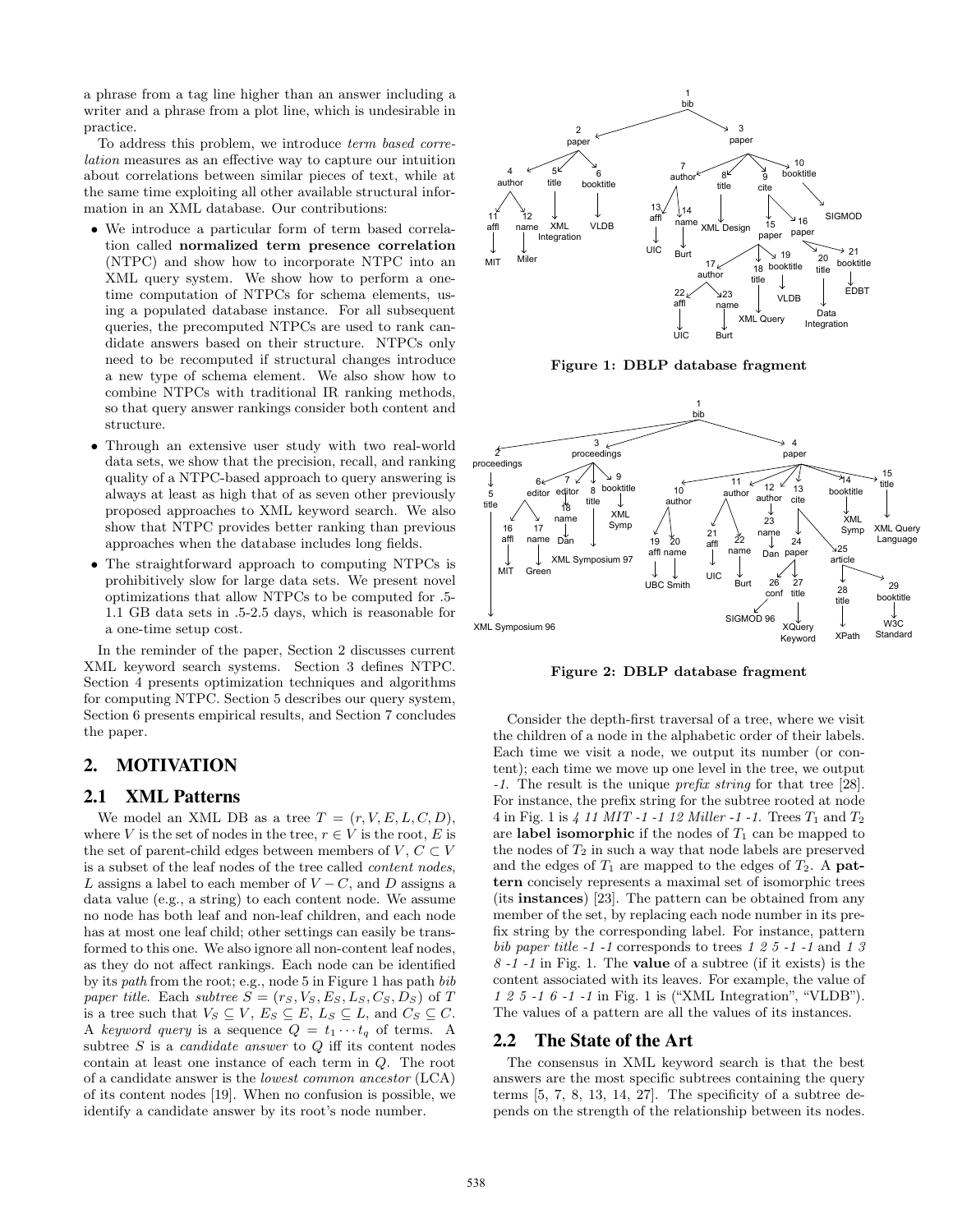a phrase from a tag line higher than an answer including a writer and a phrase from a plot line, which is undesirable in practice.

To address this problem, we introduce *term based correlation* measures as an effective way to capture our intuition about correlations between similar pieces of text, while at the same time exploiting all other available structural information in an XML database. Our contributions:

- We introduce a particular form of term based correlation called **normalized term presence correlation** (NTPC) and show how to incorporate NTPC into an XML query system. We show how to perform a one-time computation of NTPCs for schema elements, using a populated database instance. For all subsequent queries, the precomputed NTPCs are used to rank candidate answers based on their structure. NTPCs only need to be recomputed if structural changes introduce a new type of schema element. We also show how to combine NTPCs with traditional IR ranking methods, so that query answer rankings consider both content and structure.
- Through an extensive user study with two real-world data sets, we show that the precision, recall, and ranking quality of a NTPC-based approach to query answering is always at least as high that of as seven other previously proposed approaches to XML keyword search. We also show that NTPC provides better ranking than previous approaches when the database includes long fields.
- The straightforward approach to computing NTPCs is prohibitively slow for large data sets. We present novel optimizations that allow NTPCs to be computed for .5-1.1 GB data sets in .5-2.5 days, which is reasonable for a one-time setup cost.

In the reminder of the paper, Section 2 discusses current XML keyword search systems. Section 3 defines NTPC. Section 4 presents optimization techniques and algorithms for computing NTPC. Section 5 describes our query system, Section 6 presents empirical results, and Section 7 concludes the paper.

## 2. MOTIVATION

### 2.1 XML Patterns

We model an XML DB as a tree $T = (r, V, E, L, C, D)$, where $V$ is the set of nodes in the tree, $r \in V$ is the root, $E$ is the set of parent-child edges between members of $V$, $C \subset V$ is a subset of the leaf nodes of the tree called *content nodes*, $L$ assigns a label to each member of $V - C$, and $D$ assigns a data value (e.g., a string) to each content node. We assume no node has both leaf and non-leaf children, and each node has at most one leaf child; other settings can easily be transformed to this one. We also ignore all non-content leaf nodes, as they do not affect rankings. Each node can be identified by its *path* from the root; e.g., node 5 in Figure 1 has path *bib paper title*. Each *subtree* $S = (r_S, V_S, E_S, L_S, C_S, D_S)$ of $T$ is a tree such that $V_S \subseteq V$, $E_S \subseteq E$, $L_S \subseteq L$, and $C_S \subseteq C$. A *keyword query* is a sequence $Q = t_1 \cdots t_q$ of terms. A subtree $S$ is a *candidate answer* to $Q$ iff its content nodes contain at least one instance of each term in $Q$. The root of a candidate answer is the *lowest common ancestor* (LCA) of its content nodes [19]. When no confusion is possible, we identify a candidate answer by its root's node number.

**Figure 1: DBLP database fragment**

**Figure 2: DBLP database fragment**

Consider the depth-first traversal of a tree, where we visit the children of a node in the alphabetic order of their labels. Each time we visit a node, we output its number (or content); each time we move up one level in the tree, we output *-1*. The result is the unique *prefix string* for that tree [28]. For instance, the prefix string for the subtree rooted at node 4 in Fig. 1 is *4 11 MIT -1 -1 12 Miller -1 -1*. Trees $T_1$ and $T_2$ are **label isomorphic** if the nodes of $T_1$ can be mapped to the nodes of $T_2$ in such a way that node labels are preserved and the edges of $T_1$ are mapped to the edges of $T_2$. A **pattern** concisely represents a maximal set of isomorphic trees (its **instances**) [23]. The pattern can be obtained from any member of the set, by replacing each node number in its prefix string by the corresponding label. For instance, pattern *bib paper title -1 -1* corresponds to trees *1 2 5 -1 -1* and *1 3 8 -1 -1* in Fig. 1. The **value** of a subtree (if it exists) is the content associated with its leaves. For example, the value of *1 2 5 -1 6 -1 -1* in Fig. 1 is ("XML Integration", "VLDB"). The values of a pattern are all the values of its instances.

### 2.2 The State of the Art

The consensus in XML keyword search is that the best answers are the most specific subtrees containing the query terms [5, 7, 8, 13, 14, 27]. The specificity of a subtree depends on the strength of the relationship between its nodes.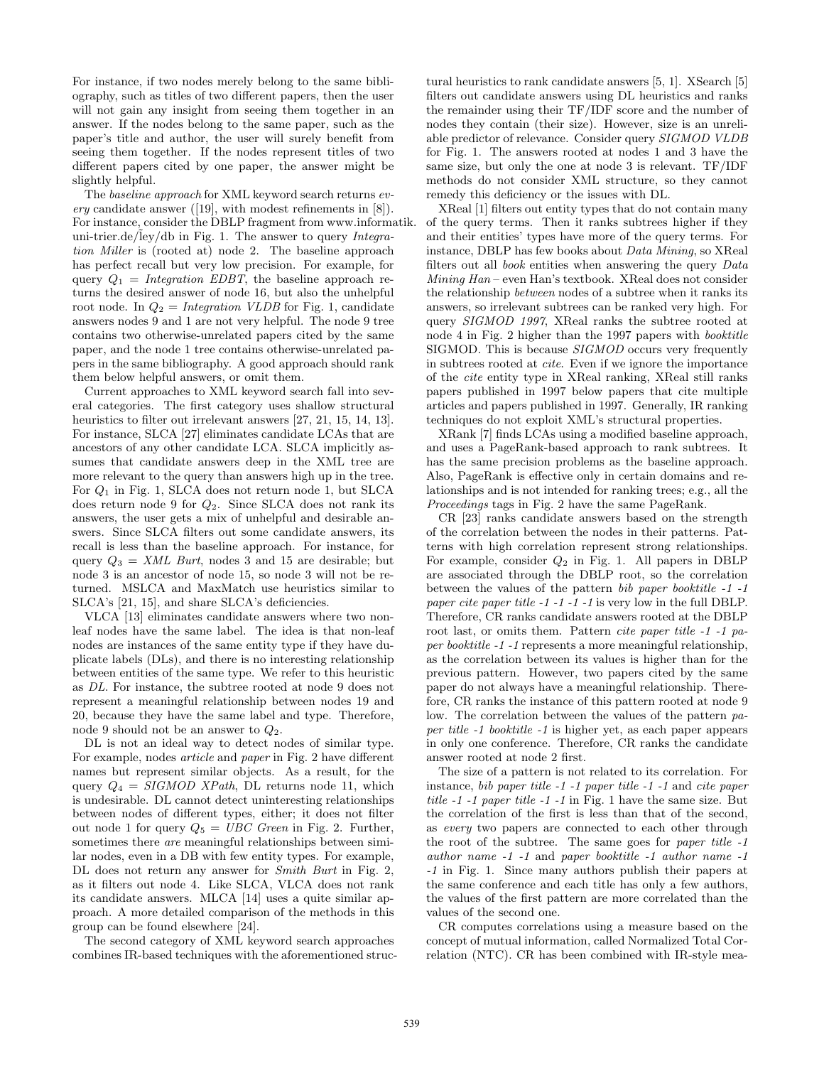For instance, if two nodes merely belong to the same bibliography, such as titles of two different papers, then the user will not gain any insight from seeing them together in an answer. If the nodes belong to the same paper, such as the paper's title and author, the user will surely benefit from seeing them together. If the nodes represent titles of two different papers cited by one paper, the answer might be slightly helpful.

The *baseline approach* for XML keyword search returns *every* candidate answer ([19], with modest refinements in [8]). For instance, consider the DBLP fragment from www.informatik.uni-trier.de/~ley/db in Fig. 1. The answer to query *Integration Miller* is (rooted at) node 2. The baseline approach has perfect recall but very low precision. For example, for query $Q_1$ = *Integration EDBT*, the baseline approach returns the desired answer of node 16, but also the unhelpful root node. In $Q_2$ = *Integration VLDB* for Fig. 1, candidate answers nodes 9 and 1 are not very helpful. The node 9 tree contains two otherwise-unrelated papers cited by the same paper, and the node 1 tree contains otherwise-unrelated papers in the same bibliography. A good approach should rank them below helpful answers, or omit them.

Current approaches to XML keyword search fall into several categories. The first category uses shallow structural heuristics to filter out irrelevant answers [27, 21, 15, 14, 13]. For instance, SLCA [27] eliminates candidate LCAs that are ancestors of any other candidate LCA. SLCA implicitly assumes that candidate answers deep in the XML tree are more relevant to the query than answers high up in the tree. For $Q_1$ in Fig. 1, SLCA does not return node 1, but SLCA does return node 9 for $Q_2$. Since SLCA does not rank its answers, the user gets a mix of unhelpful and desirable answers. Since SLCA filters out some candidate answers, its recall is less than the baseline approach. For instance, for query $Q_3$ = *XML Burt*, nodes 3 and 15 are desirable; but node 3 is an ancestor of node 15, so node 3 will not be returned. MSLCA and MaxMatch use heuristics similar to SLCA's [21, 15], and share SLCA's deficiencies.

VLCA [13] eliminates candidate answers where two non-leaf nodes have the same label. The idea is that non-leaf nodes are instances of the same entity type if they have duplicate labels (DLs), and there is no interesting relationship between entities of the same type. We refer to this heuristic as *DL*. For instance, the subtree rooted at node 9 does not represent a meaningful relationship between nodes 19 and 20, because they have the same label and type. Therefore, node 9 should not be an answer to $Q_2$.

DL is not an ideal way to detect nodes of similar type. For example, nodes *article* and *paper* in Fig. 2 have different names but represent similar objects. As a result, for the query $Q_4$ = *SIGMOD XPath*, DL returns node 11, which is undesirable. DL cannot detect uninteresting relationships between nodes of different types, either; it does not filter out node 1 for query $Q_5$ = *UBC Green* in Fig. 2. Further, sometimes there *are* meaningful relationships between similar nodes, even in a DB with few entity types. For example, DL does not return any answer for *Smith Burt* in Fig. 2, as it filters out node 4. Like SLCA, VLCA does not rank its candidate answers. MLCA [14] uses a quite similar approach. A more detailed comparison of the methods in this group can be found elsewhere [24].

The second category of XML keyword search approaches combines IR-based techniques with the aforementioned structural heuristics to rank candidate answers [5, 1]. XSearch [5] filters out candidate answers using DL heuristics and ranks the remainder using their TF/IDF score and the number of nodes they contain (their size). However, size is an unreliable predictor of relevance. Consider query *SIGMOD VLDB* for Fig. 1. The answers rooted at nodes 1 and 3 have the same size, but only the one at node 3 is relevant. TF/IDF methods do not consider XML structure, so they cannot remedy this deficiency or the issues with DL.

XReal [1] filters out entity types that do not contain many of the query terms. Then it ranks subtrees higher if they and their entities' types have more of the query terms. For instance, DBLP has few books about *Data Mining*, so XReal filters out all *book* entities when answering the query *Data Mining Han* – even Han's textbook. XReal does not consider the relationship *between* nodes of a subtree when it ranks its answers, so irrelevant subtrees can be ranked very high. For query *SIGMOD 1997*, XReal ranks the subtree rooted at node 4 in Fig. 2 higher than the 1997 papers with *booktitle* SIGMOD. This is because *SIGMOD* occurs very frequently in subtrees rooted at *cite*. Even if we ignore the importance of the *cite* entity type in XReal ranking, XReal still ranks papers published in 1997 below papers that cite multiple articles and papers published in 1997. Generally, IR ranking techniques do not exploit XML's structural properties.

XRank [7] finds LCAs using a modified baseline approach, and uses a PageRank-based approach to rank subtrees. It has the same precision problems as the baseline approach. Also, PageRank is effective only in certain domains and relationships and is not intended for ranking trees; e.g., all the *Proceedings* tags in Fig. 2 have the same PageRank.

CR [23] ranks candidate answers based on the strength of the correlation between the nodes in their patterns. Patterns with high correlation represent strong relationships. For example, consider $Q_2$ in Fig. 1. All papers in DBLP are associated through the DBLP root, so the correlation between the values of the pattern *bib paper booktitle -1 -1 paper cite paper title -1 -1 -1 -1* is very low in the full DBLP. Therefore, CR ranks candidate answers rooted at the DBLP root last, or omits them. Pattern *cite paper title -1 -1 paper booktitle -1 -1* represents a more meaningful relationship, as the correlation between its values is higher than for the previous pattern. However, two papers cited by the same paper do not always have a meaningful relationship. Therefore, CR ranks the instance of this pattern rooted at node 9 low. The correlation between the values of the pattern *paper title -1 booktitle -1* is higher yet, as each paper appears in only one conference. Therefore, CR ranks the candidate answer rooted at node 2 first.

The size of a pattern is not related to its correlation. For instance, *bib paper title -1 -1 paper title -1 -1* and *cite paper title -1 -1 paper title -1 -1* in Fig. 1 have the same size. But the correlation of the first is less than that of the second, as *every* two papers are connected to each other through the root of the subtree. The same goes for *paper title -1 author name -1 -1* and *paper booktitle -1 author name -1 -1* in Fig. 1. Since many authors publish their papers at the same conference and each title has only a few authors, the values of the first pattern are more correlated than the values of the second one.

CR computes correlations using a measure based on the concept of mutual information, called Normalized Total Correlation (NTC). CR has been combined with IR-style mea-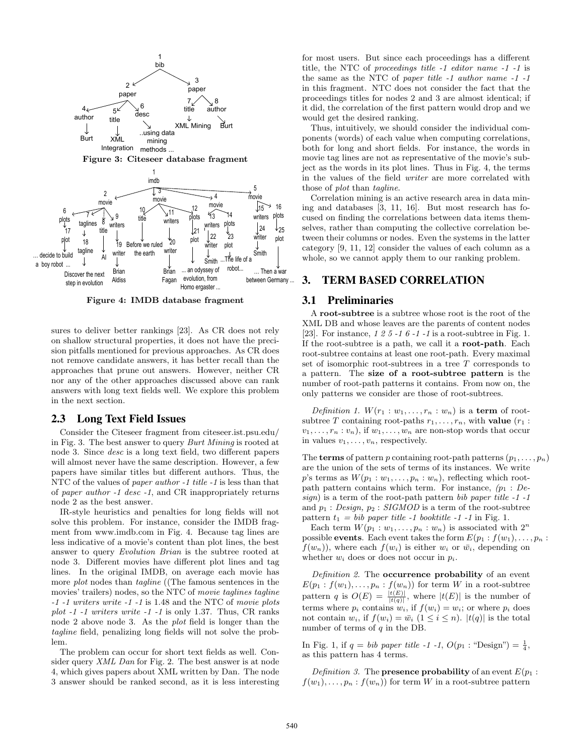Figure 3: Citeseer database fragment

Figure 4: IMDB database fragment

sures to deliver better rankings [23]. As CR does not rely on shallow structural properties, it does not have the precision pitfalls mentioned for previous approaches. As CR does not remove candidate answers, it has better recall than the approaches that prune out answers. However, neither CR nor any of the other approaches discussed above can rank answers with long text fields well. We explore this problem in the next section.

## 2.3 Long Text Field Issues

Consider the Citeseer fragment from citeseer.ist.psu.edu/ in Fig. 3. The best answer to query *Burt Mining* is rooted at node 3. Since *desc* is a long text field, two different papers will almost never have the same description. However, a few papers have similar titles but different authors. Thus, the NTC of the values of *paper author -1 title -1* is less than that of *paper author -1 desc -1*, and CR inappropriately returns node 2 as the best answer.

IR-style heuristics and penalties for long fields will not solve this problem. For instance, consider the IMDB fragment from www.imdb.com in Fig. 4. Because tag lines are less indicative of a movie's content than plot lines, the best answer to query *Evolution Brian* is the subtree rooted at node 3. Different movies have different plot lines and tag lines. In the original IMDB, on average each movie has more *plot* nodes than *tagline* ((The famous sentences in the movies' trailers) nodes, so the NTC of *movie taglines tagline -1 -1 writers write -1 -1* is 1.48 and the NTC of *movie plots plot -1 -1 writers write -1 -1* is only 1.37. Thus, CR ranks node 2 above node 3. As the *plot* field is longer than the *tagline* field, penalizing long fields will not solve the problem.

The problem can occur for short text fields as well. Consider query *XML Dan* for Fig. 2. The best answer is at node 4, which gives papers about XML written by Dan. The node 3 answer should be ranked second, as it is less interesting for most users. But since each proceedings has a different title, the NTC of *proceedings title -1 editor name -1 -1* is the same as the NTC of *paper title -1 author name -1 -1* in this fragment. NTC does not consider the fact that the proceedings titles for nodes 2 and 3 are almost identical; if it did, the correlation of the first pattern would drop and we would get the desired ranking.

Thus, intuitively, we should consider the individual components (words) of each value when computing correlations, both for long and short fields. For instance, the words in movie tag lines are not as representative of the movie's subject as the words in its plot lines. Thus in Fig. 4, the terms in the values of the field *writer* are more correlated with those of *plot* than *tagline*.

Correlation mining is an active research area in data mining and databases [3, 11, 16]. But most research has focused on finding the correlations between data items themselves, rather than computing the collective correlation between their columns or nodes. Even the systems in the latter category [9, 11, 12] consider the values of each column as a whole, so we cannot apply them to our ranking problem.

# 3. TERM BASED CORRELATION

## 3.1 Preliminaries

A **root-subtree** is a subtree whose root is the root of the XML DB and whose leaves are the parents of content nodes [23]. For instance, *1 2 5 -1 6 -1 -1* is a root-subtree in Fig. 1. If the root-subtree is a path, we call it a **root-path**. Each root-subtree contains at least one root-path. Each maximal set of isomorphic root-subtrees in a tree $T$ corresponds to a pattern. The **size of a root-subtree pattern** is the number of root-path patterns it contains. From now on, the only patterns we consider are those of root-subtrees.

*Definition 1.* $W(r_1 : w_1, \ldots, r_n : w_n)$ is a **term** of root-subtree $T$ containing root-paths $r_1, \ldots, r_n$, with **value** $(r_1 : v_1, \ldots, r_n : v_n)$, if $w_1, \ldots, w_n$ are non-stop words that occur in values $v_1, \ldots, v_n$, respectively.

The **terms** of pattern $p$ containing root-path patterns $(p_1, \ldots, p_n)$ are the union of the sets of terms of its instances. We write $p$'s terms as $W(p_1 : w_1, \ldots, p_n : w_n)$, reflecting which root-path pattern contains which term. For instance, $(p_1 :$ *Design*$)$ is a term of the root-path pattern *bib paper title -1 -1* and $p_1 :$ *Design*, $p_2 :$ *SIGMOD* is a term of the root-subtree pattern $t_1 =$ *bib paper title -1 booktitle -1 -1* in Fig. 1.

Each term $W(p_1 : w_1, \ldots, p_n : w_n)$ is associated with $2^n$ possible **events**. Each event takes the form $E(p_1 : f(w_1), \ldots, p_n : f(w_n))$, where each $f(w_i)$ is either $w_i$ or $\bar{w_i}$, depending on whether $w_i$ does or does not occur in $p_i$.

*Definition 2.* The **occurrence probability** of an event $E(p_1 : f(w_1), \ldots, p_n : f(w_n))$ for term $W$ in a root-subtree pattern $q$ is $O(E) = \frac{|t(E)|}{|t(q)|}$, where $|t(E)|$ is the number of terms where $p_i$ contains $w_i$, if $f(w_i) = w_i$; or where $p_i$ does not contain $w_i$, if $f(w_i) = \bar{w_i}$ $(1 \leq i \leq n)$. $|t(q)|$ is the total number of terms of $q$ in the DB.

In Fig. 1, if $q =$ *bib paper title -1 -1*, $O(p_1 :$ "Design"$) = \frac{1}{4}$, as this pattern has 4 terms.

*Definition 3.* The **presence probability** of an event $E(p_1 : f(w_1), \ldots, p_n : f(w_n))$ for term $W$ in a root-subtree pattern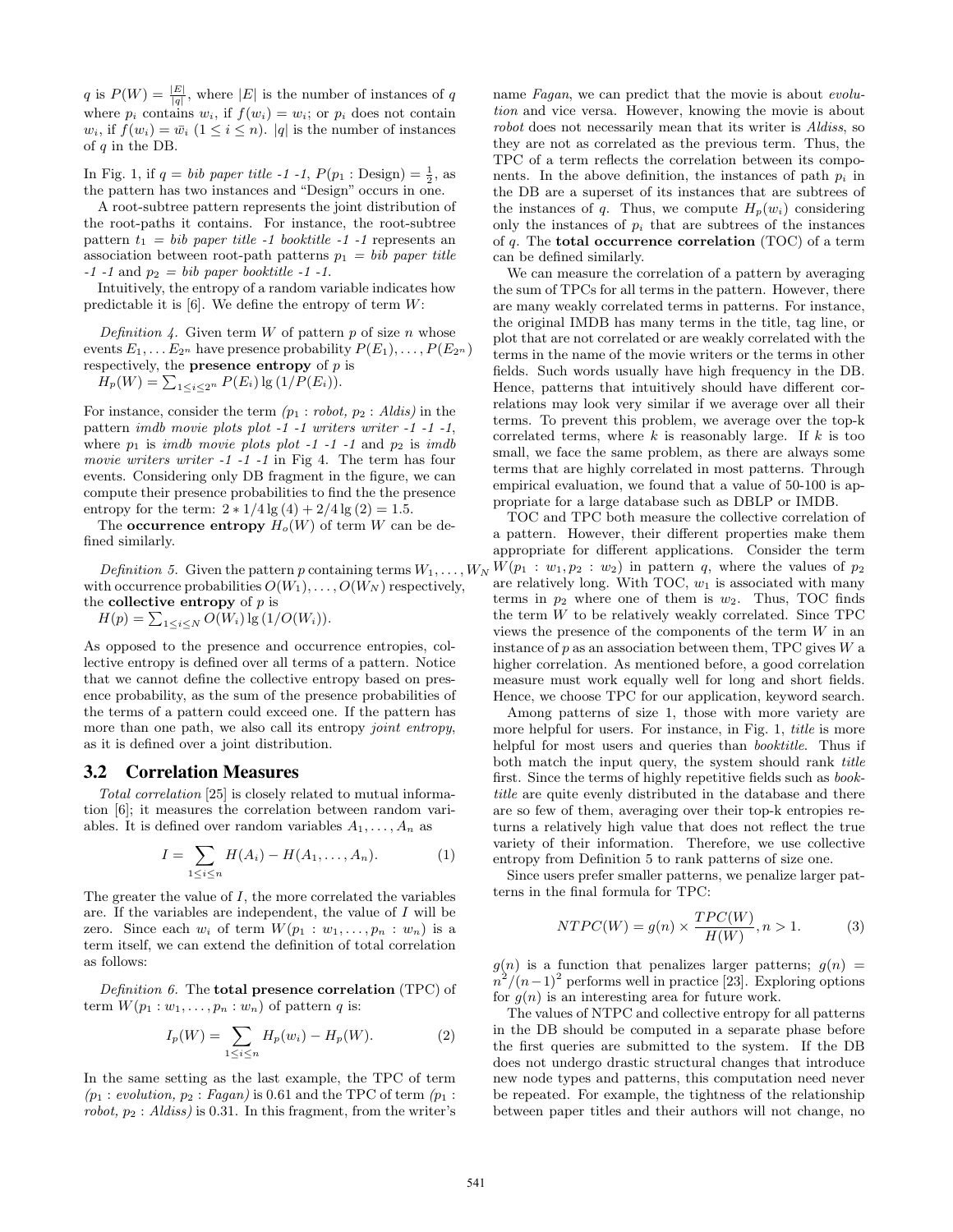$q$ is $P(W) = \frac{|E|}{|q|}$, where $|E|$ is the number of instances of $q$ where $p_i$ contains $w_i$, if $f(w_i) = w_i$; or $p_i$ does not contain $w_i$, if $f(w_i) = \bar{w}_i$ $(1 \leq i \leq n)$. $|q|$ is the number of instances of $q$ in the DB.

In Fig. 1, if $q =$ *bib paper title -1 -1*, $P(p_1 : \text{Design}) = \frac{1}{2}$, as the pattern has two instances and "Design" occurs in one.

A root-subtree pattern represents the joint distribution of the root-paths it contains. For instance, the root-subtree pattern $t_1 =$ *bib paper title -1 booktitle -1 -1* represents an association between root-path patterns $p_1 =$ *bib paper title -1 -1* and $p_2 =$ *bib paper booktitle -1 -1*.

Intuitively, the entropy of a random variable indicates how predictable it is [6]. We define the entropy of term $W$:

*Definition 4.* Given term $W$ of pattern $p$ of size $n$ whose events $E_1, \ldots E_{2^n}$ have presence probability $P(E_1), \ldots, P(E_{2^n})$ respectively, the **presence entropy** of $p$ is
$H_p(W) = \sum_{1 \leq i \leq 2^n} P(E_i) \lg(1/P(E_i))$.

For instance, consider the term *($p_1$ : robot, $p_2$ : Aldis)* in the pattern *imdb movie plots plot -1 -1 writers writer -1 -1 -1*, where $p_1$ is *imdb movie plots plot -1 -1 -1* and $p_2$ is *imdb movie writers writer -1 -1 -1* in Fig 4. The term has four events. Considering only DB fragment in the figure, we can compute their presence probabilities to find the the presence entropy for the term: $2 * 1/4 \lg(4) + 2/4 \lg(2) = 1.5$.

The **occurrence entropy** $H_o(W)$ of term $W$ can be defined similarly.

*Definition 5.* Given the pattern $p$ containing terms $W_1, \ldots, W_N$ with occurrence probabilities $O(W_1), \ldots, O(W_N)$ respectively, the **collective entropy** of $p$ is
$H(p) = \sum_{1 \leq i \leq N} O(W_i) \lg(1/O(W_i))$.

As opposed to the presence and occurrence entropies, collective entropy is defined over all terms of a pattern. Notice that we cannot define the collective entropy based on presence probability, as the sum of the presence probabilities of the terms of a pattern could exceed one. If the pattern has more than one path, we also call its entropy *joint entropy*, as it is defined over a joint distribution.

## 3.2 Correlation Measures

*Total correlation* [25] is closely related to mutual information [6]; it measures the correlation between random variables. It is defined over random variables $A_1, \ldots, A_n$ as

$$I = \sum_{1 \leq i \leq n} H(A_i) - H(A_1, \ldots, A_n). \tag{1}$$

The greater the value of $I$, the more correlated the variables are. If the variables are independent, the value of $I$ will be zero. Since each $w_i$ of term $W(p_1 : w_1, \ldots, p_n : w_n)$ is a term itself, we can extend the definition of total correlation as follows:

*Definition 6.* The **total presence correlation** (TPC) of term $W(p_1 : w_1, \ldots, p_n : w_n)$ of pattern $q$ is:

$$I_p(W) = \sum_{1 \leq i \leq n} H_p(w_i) - H_p(W). \tag{2}$$

In the same setting as the last example, the TPC of term *($p_1$ : evolution, $p_2$ : Fagan)* is 0.61 and the TPC of term *($p_1$ : robot, $p_2$ : Aldiss)* is 0.31. In this fragment, from the writer's name *Fagan*, we can predict that the movie is about *evolution* and vice versa. However, knowing the movie is about *robot* does not necessarily mean that its writer is *Aldiss*, so they are not as correlated as the previous term. Thus, the TPC of a term reflects the correlation between its components. In the above definition, the instances of path $p_i$ in the DB are a superset of its instances that are subtrees of the instances of $q$. Thus, we compute $H_p(w_i)$ considering only the instances of $p_i$ that are subtrees of the instances of $q$. The **total occurrence correlation** (TOC) of a term can be defined similarly.

We can measure the correlation of a pattern by averaging the sum of TPCs for all terms in the pattern. However, there are many weakly correlated terms in patterns. For instance, the original IMDB has many terms in the title, tag line, or plot that are not correlated or are weakly correlated with the terms in the name of the movie writers or the terms in other fields. Such words usually have high frequency in the DB. Hence, patterns that intuitively should have different correlations may look very similar if we average over all their terms. To prevent this problem, we average over the top-k correlated terms, where $k$ is reasonably large. If $k$ is too small, we face the same problem, as there are always some terms that are highly correlated in most patterns. Through empirical evaluation, we found that a value of 50-100 is appropriate for a large database such as DBLP or IMDB.

TOC and TPC both measure the collective correlation of a pattern. However, their different properties make them appropriate for different applications. Consider the term $W(p_1 : w_1, p_2 : w_2)$ in pattern $q$, where the values of $p_2$ are relatively long. With TOC, $w_1$ is associated with many terms in $p_2$ where one of them is $w_2$. Thus, TOC finds the term $W$ to be relatively weakly correlated. Since TPC views the presence of the components of the term $W$ in an instance of $p$ as an association between them, TPC gives $W$ a higher correlation. As mentioned before, a good correlation measure must work equally well for long and short fields. Hence, we choose TPC for our application, keyword search.

Among patterns of size 1, those with more variety are more helpful for users. For instance, in Fig. 1, *title* is more helpful for most users and queries than *booktitle*. Thus if both match the input query, the system should rank *title* first. Since the terms of highly repetitive fields such as *booktitle* are quite evenly distributed in the database and there are so few of them, averaging over their top-k entropies returns a relatively high value that does not reflect the true variety of their information. Therefore, we use collective entropy from Definition 5 to rank patterns of size one.

Since users prefer smaller patterns, we penalize larger patterns in the final formula for TPC:

$$NTPC(W) = g(n) \times \frac{TPC(W)}{H(W)}, n > 1. \tag{3}$$

$g(n)$ is a function that penalizes larger patterns; $g(n) = n^2/(n-1)^2$ performs well in practice [23]. Exploring options for $g(n)$ is an interesting area for future work.

The values of NTPC and collective entropy for all patterns in the DB should be computed in a separate phase before the first queries are submitted to the system. If the DB does not undergo drastic structural changes that introduce new node types and patterns, this computation need never be repeated. For example, the tightness of the relationship between paper titles and their authors will not change, no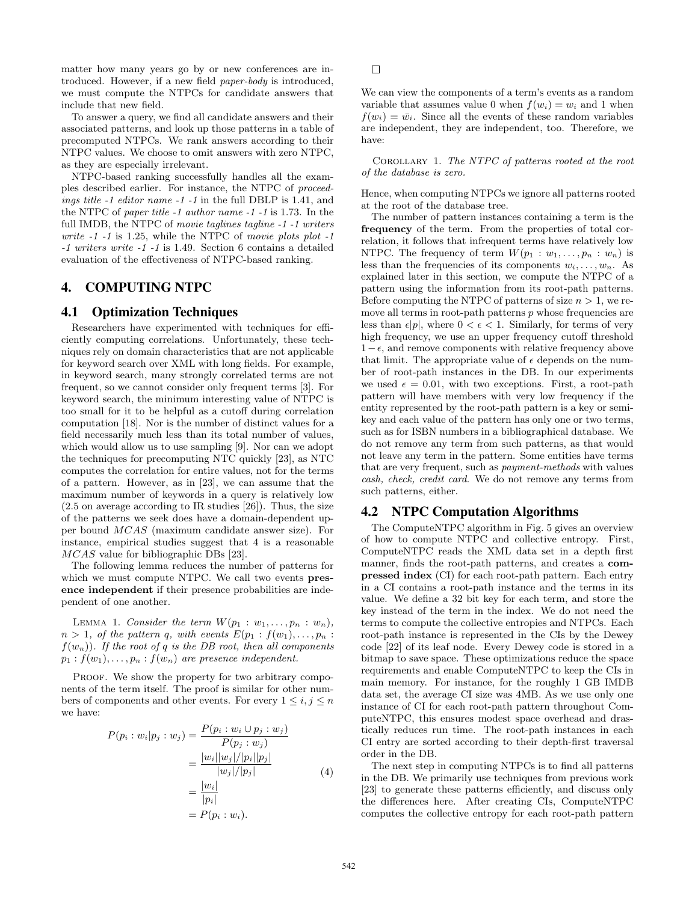matter how many years go by or new conferences are introduced. However, if a new field *paper-body* is introduced, we must compute the NTPCs for candidate answers that include that new field.

To answer a query, we find all candidate answers and their associated patterns, and look up those patterns in a table of precomputed NTPCs. We rank answers according to their NTPC values. We choose to omit answers with zero NTPC, as they are especially irrelevant.

NTPC-based ranking successfully handles all the examples described earlier. For instance, the NTPC of *proceedings title -1 editor name -1 -1* in the full DBLP is 1.41, and the NTPC of *paper title -1 author name -1 -1* is 1.73. In the full IMDB, the NTPC of *movie taglines tagline -1 -1 writers write -1 -1* is 1.25, while the NTPC of *movie plots plot -1 -1 writers write -1 -1* is 1.49. Section 6 contains a detailed evaluation of the effectiveness of NTPC-based ranking.

## 4. COMPUTING NTPC

### 4.1 Optimization Techniques

Researchers have experimented with techniques for efficiently computing correlations. Unfortunately, these techniques rely on domain characteristics that are not applicable for keyword search over XML with long fields. For example, in keyword search, many strongly correlated terms are not frequent, so we cannot consider only frequent terms [3]. For keyword search, the minimum interesting value of NTPC is too small for it to be helpful as a cutoff during correlation computation [18]. Nor is the number of distinct values for a field necessarily much less than its total number of values, which would allow us to use sampling [9]. Nor can we adopt the techniques for precomputing NTC quickly [23], as NTC computes the correlation for entire values, not for the terms of a pattern. However, as in [23], we can assume that the maximum number of keywords in a query is relatively low (2.5 on average according to IR studies [26]). Thus, the size of the patterns we seek does have a domain-dependent upper bound $MCAS$ (maximum candidate answer size). For instance, empirical studies suggest that 4 is a reasonable $MCAS$ value for bibliographic DBs [23].

The following lemma reduces the number of patterns for which we must compute NTPC. We call two events **presence independent** if their presence probabilities are independent of one another.

LEMMA 1. *Consider the term $W(p_1 : w_1, \ldots, p_n : w_n)$, $n > 1$, of the pattern $q$, with events $E(p_1 : f(w_1), \ldots, p_n : f(w_n))$. If the root of $q$ is the DB root, then all components $p_1 : f(w_1), \ldots, p_n : f(w_n)$ are presence independent.*

PROOF. We show the property for two arbitrary components of the term itself. The proof is similar for other numbers of components and other events. For every $1 \leq i, j \leq n$ we have:

$$
\begin{aligned}
P(p_i : w_i | p_j : w_j) &= \frac{P(p_i : w_i \cup p_j : w_j)}{P(p_j : w_j)} \\
&= \frac{|w_i||w_j|/|p_i||p_j|}{|w_j|/|p_j|} \\
&= \frac{|w_i|}{|p_i|} \\
&= P(p_i : w_i).
\end{aligned}
\tag{4}
$$

□

We can view the components of a term's events as a random variable that assumes value 0 when $f(w_i) = w_i$ and 1 when $f(w_i) = \bar{w_i}$. Since all the events of these random variables are independent, they are independent, too. Therefore, we have:

COROLLARY 1. *The NTPC of patterns rooted at the root of the database is zero.*

Hence, when computing NTPCs we ignore all patterns rooted at the root of the database tree.

The number of pattern instances containing a term is the **frequency** of the term. From the properties of total correlation, it follows that infrequent terms have relatively low NTPC. The frequency of term $W(p_1 : w_1, \ldots, p_n : w_n)$ is less than the frequencies of its components $w_i, \ldots, w_n$. As explained later in this section, we compute the NTPC of a pattern using the information from its root-path patterns. Before computing the NTPC of patterns of size $n > 1$, we remove all terms in root-path patterns $p$ whose frequencies are less than $\epsilon|p|$, where $0 < \epsilon < 1$. Similarly, for terms of very high frequency, we use an upper frequency cutoff threshold $1 - \epsilon$, and remove components with relative frequency above that limit. The appropriate value of $\epsilon$ depends on the number of root-path instances in the DB. In our experiments we used $\epsilon = 0.01$, with two exceptions. First, a root-path pattern will have members with very low frequency if the entity represented by the root-path pattern is a key or semi-key and each value of the pattern has only one or two terms, such as for ISBN numbers in a bibliographical database. We do not remove any term from such patterns, as that would not leave any term in the pattern. Some entities have terms that are very frequent, such as *payment-methods* with values *cash, check, credit card*. We do not remove any terms from such patterns, either.

### 4.2 NTPC Computation Algorithms

The ComputeNTPC algorithm in Fig. 5 gives an overview of how to compute NTPC and collective entropy. First, ComputeNTPC reads the XML data set in a depth first manner, finds the root-path patterns, and creates a **compressed index** (CI) for each root-path pattern. Each entry in a CI contains a root-path instance and the terms in its value. We define a 32 bit key for each term, and store the key instead of the term in the index. We do not need the terms to compute the collective entropies and NTPCs. Each root-path instance is represented in the CIs by the Dewey code [22] of its leaf node. Every Dewey code is stored in a bitmap to save space. These optimizations reduce the space requirements and enable ComputeNTPC to keep the CIs in main memory. For instance, for the roughly 1 GB IMDB data set, the average CI size was 4MB. As we use only one instance of CI for each root-path pattern throughout ComputeNTPC, this ensures modest space overhead and drastically reduces run time. The root-path instances in each CI entry are sorted according to their depth-first traversal order in the DB.

The next step in computing NTPCs is to find all patterns in the DB. We primarily use techniques from previous work [23] to generate these patterns efficiently, and discuss only the differences here. After creating CIs, ComputeNTPC computes the collective entropy for each root-path pattern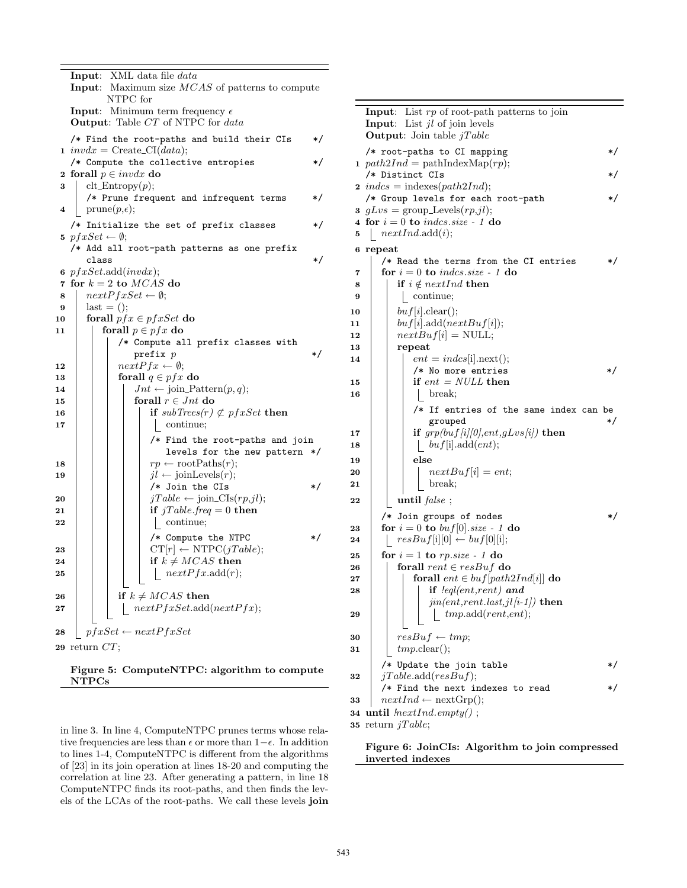```
Input: XML data file data
Input: Maximum size MCAS of patterns to compute
       NTPC for
Input: Minimum term frequency ε
Output: Table CT of NTPC for data

   /* Find the root-paths and build their CIs */
1  invdx = Create_CI(data);
   /* Compute the collective entropies */
2  forall p ∈ invdx do
3      clt_Entropy(p);
       /* Prune frequent and infrequent terms */
4      prune(p,ε);
   /* Initialize the set of prefix classes */
5  pfxSet ← ∅;
   /* Add all root-path patterns as one prefix
      class */
6  pfxSet.add(invdx);
7  for k = 2 to MCAS do
8      nextPfxSet ← ∅;
9      last = ();
10     forall pfx ∈ pfxSet do
11         forall p ∈ pfx do
               /* Compute all prefix classes with
                  prefix p */
12             nextPfx ← ∅;
13             forall q ∈ pfx do
14                 Jnt ← join_Pattern(p, q);
15                 forall r ∈ Jnt do
16                     if subTrees(r) ⊄ pfxSet then
17                         continue;
                       /* Find the root-paths and join
                          levels for the new pattern */
18                     rp ← rootPaths(r);
19                     jl ← joinLevels(r);
                       /* Join the CIs */
20                     jTable ← join_CIs(rp,jl);
21                     if jTable.freq = 0 then
22                         continue;
                       /* Compute the NTPC */
23                     CT[r] ← NTPC(jTable);
24                     if k ≠ MCAS then
25                         nextPfx.add(r);
26             if k ≠ MCAS then
27                 nextPfxSet.add(nextPfx);
28     pfxSet ← nextPfxSet
29 return CT;
```

**Figure 5: ComputeNTPC: algorithm to compute NTPCs**

in line 3. In line 4, ComputeNTPC prunes terms whose relative frequencies are less than $\epsilon$ or more than $1-\epsilon$. In addition to lines 1-4, ComputeNTPC is different from the algorithms of [23] in its join operation at lines 18-20 and computing the correlation at line 23. After generating a pattern, in line 18 ComputeNTPC finds its root-paths, and then finds the levels of the LCAs of the root-paths. We call these levels **join**

```
Input: List rp of root-path patterns to join
Input: List jl of join levels
Output: Join table jTable

   /* root-paths to CI mapping */
1  path2Ind = pathIndexMap(rp);
   /* Distinct CIs */
2  indcs = indexes(path2Ind);
   /* Group levels for each root-path */
3  gLvs = group_Levels(rp,jl);
4  for i = 0 to indcs.size - 1 do
5      nextInd.add(i);
6  repeat
       /* Read the terms from the CI entries */
7      for i = 0 to indcs.size - 1 do
8          if i ∉ nextInd then
9              continue;
10         buf[i].clear();
11         buf[i].add(nextBuf[i]);
12         nextBuf[i] = NULL;
13         repeat
14             ent = indcs[i].next();
               /* No more entries */
15             if ent = NULL then
16                 break;
               /* If entries of the same index can be
                  grouped */
17             if grp(buf[i][0],ent,gLvs[i]) then
18                 buf[i].add(ent);
19             else
20                 nextBuf[i] = ent;
21                 break;
22         until false ;
       /* Join groups of nodes */
23     for i = 0 to buf[0].size - 1 do
24         resBuf[i][0] ← buf[0][i];
25     for i = 1 to rp.size - 1 do
26         forall rent ∈ resBuf do
27             forall ent ∈ buf[path2Ind[i]] do
28                 if !eql(ent,rent) and
                      jin(ent,rent.last,jl[i-1]) then
29                     tmp.add(rent,ent);
30         resBuf ← tmp;
31         tmp.clear();
       /* Update the join table */
32     jTable.add(resBuf);
       /* Find the next indexes to read */
33     nextInd ← nextGrp();
34 until !nextInd.empty() ;
35 return jTable;
```

**Figure 6: JoinCIs: Algorithm to join compressed inverted indexes**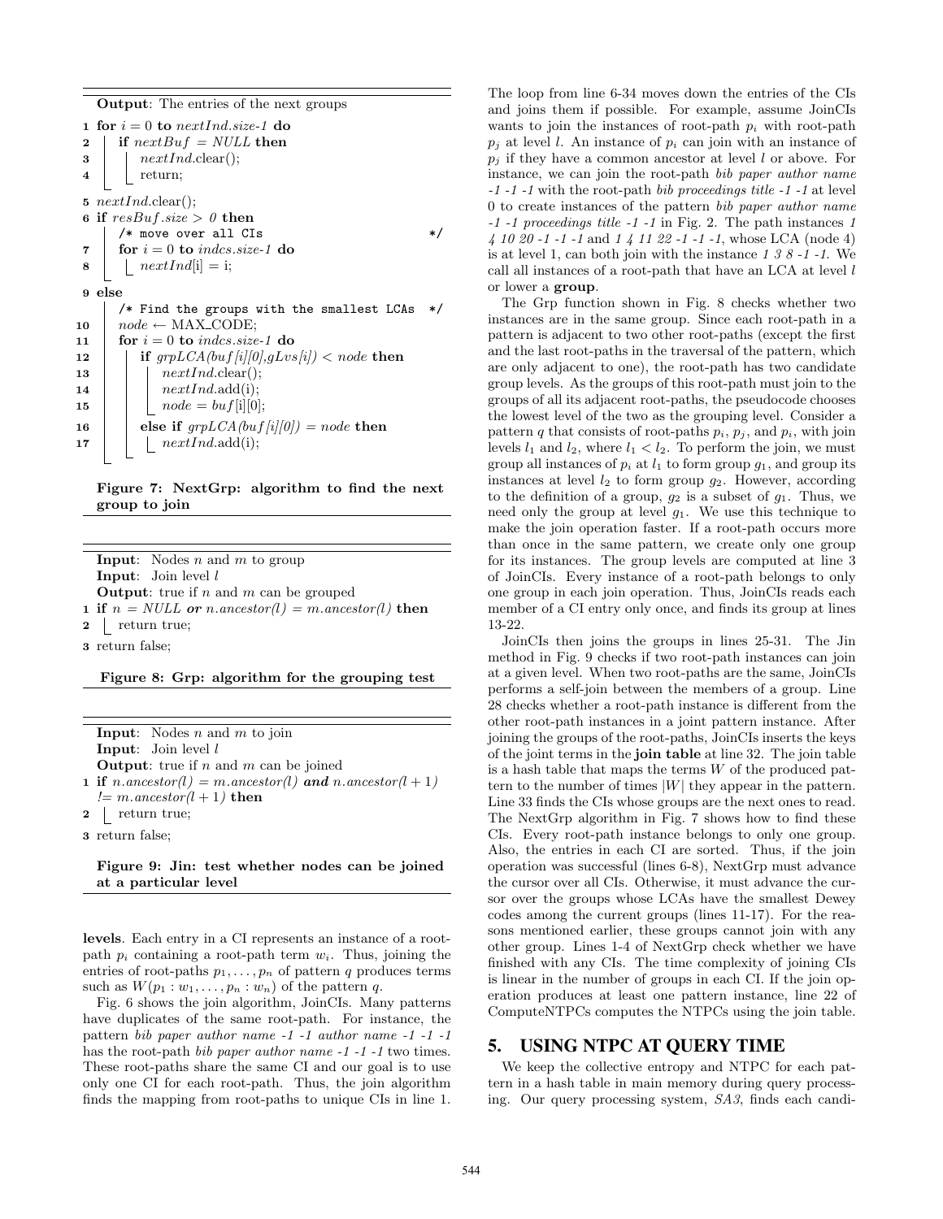**Output**: The entries of the next groups

```
1  for i = 0 to nextInd.size-1 do
2      if nextBuf = NULL then
3          nextInd.clear();
4          return;
5  nextInd.clear();
6  if resBuf.size > 0 then
       /* move over all CIs */
7      for i = 0 to indcs.size-1 do
8          nextInd[i] = i;
9  else
       /* Find the groups with the smallest LCAs */
10     node ← MAX_CODE;
11     for i = 0 to indcs.size-1 do
12         if grpLCA(buf[i][0],gLvs[i]) < node then
13             nextInd.clear();
14             nextInd.add(i);
15             node = buf[i][0];
16         else if grpLCA(buf[i][0]) = node then
17             nextInd.add(i);
```

**Figure 7: NextGrp: algorithm to find the next group to join**

**Input**: Nodes $n$ and $m$ to group
**Input**: Join level $l$
**Output**: true if $n$ and $m$ can be grouped

```
1  if n = NULL or n.ancestor(l) = m.ancestor(l) then
2      return true;
3  return false;
```

**Figure 8: Grp: algorithm for the grouping test**

**Input**: Nodes $n$ and $m$ to join
**Input**: Join level $l$
**Output**: true if $n$ and $m$ can be joined

```
1  if n.ancestor(l) = m.ancestor(l) and n.ancestor(l + 1)
   != m.ancestor(l + 1) then
2      return true;
3  return false;
```

**Figure 9: Jin: test whether nodes can be joined at a particular level**

**levels**. Each entry in a CI represents an instance of a root-path $p_i$ containing a root-path term $w_i$. Thus, joining the entries of root-paths $p_1, \ldots, p_n$ of pattern $q$ produces terms such as $W(p_1 : w_1, \ldots, p_n : w_n)$ of the pattern $q$.

Fig. 6 shows the join algorithm, JoinCIs. Many patterns have duplicates of the same root-path. For instance, the pattern *bib paper author name -1 -1 author name -1 -1 -1* has the root-path *bib paper author name -1 -1 -1* two times. These root-paths share the same CI and our goal is to use only one CI for each root-path. Thus, the join algorithm finds the mapping from root-paths to unique CIs in line 1.

The loop from line 6-34 moves down the entries of the CIs and joins them if possible. For example, assume JoinCIs wants to join the instances of root-path $p_i$ with root-path $p_j$ at level $l$. An instance of $p_i$ can join with an instance of $p_j$ if they have a common ancestor at level $l$ or above. For instance, we can join the root-path *bib paper author name -1 -1 -1* with the root-path *bib proceedings title -1 -1* at level 0 to create instances of the pattern *bib paper author name -1 -1 proceedings title -1 -1* in Fig. 2. The path instances *1 4 10 20 -1 -1 -1* and *1 4 11 22 -1 -1 -1*, whose LCA (node 4) is at level 1, can both join with the instance *1 3 8 -1 -1*. We call all instances of a root-path that have an LCA at level $l$ or lower a **group**.

The Grp function shown in Fig. 8 checks whether two instances are in the same group. Since each root-path in a pattern is adjacent to two other root-paths (except the first and the last root-paths in the traversal of the pattern, which are only adjacent to one), the root-path has two candidate group levels. As the groups of this root-path must join to the groups of all its adjacent root-paths, the pseudocode chooses the lowest level of the two as the grouping level. Consider a pattern $q$ that consists of root-paths $p_i$, $p_j$, and $p_i$, with join levels $l_1$ and $l_2$, where $l_1 < l_2$. To perform the join, we must group all instances of $p_i$ at $l_1$ to form group $g_1$, and group its instances at level $l_2$ to form group $g_2$. However, according to the definition of a group, $g_2$ is a subset of $g_1$. Thus, we need only the group at level $g_1$. We use this technique to make the join operation faster. If a root-path occurs more than once in the same pattern, we create only one group for its instances. The group levels are computed at line 3 of JoinCIs. Every instance of a root-path belongs to only one group in each join operation. Thus, JoinCIs reads each member of a CI entry only once, and finds its group at lines 13-22.

JoinCIs then joins the groups in lines 25-31. The Jin method in Fig. 9 checks if two root-path instances can join at a given level. When two root-paths are the same, JoinCIs performs a self-join between the members of a group. Line 28 checks whether a root-path instance is different from the other root-path instances in a joint pattern instance. After joining the groups of the root-paths, JoinCIs inserts the keys of the joint terms in the **join table** at line 32. The join table is a hash table that maps the terms $W$ of the produced pattern to the number of times $|W|$ they appear in the pattern. Line 33 finds the CIs whose groups are the next ones to read. The NextGrp algorithm in Fig. 7 shows how to find these CIs. Every root-path instance belongs to only one group. Also, the entries in each CI are sorted. Thus, if the join operation was successful (lines 6-8), NextGrp must advance the cursor over all CIs. Otherwise, it must advance the cursor over the groups whose LCAs have the smallest Dewey codes among the current groups (lines 11-17). For the reasons mentioned earlier, these groups cannot join with any other group. Lines 1-4 of NextGrp check whether we have finished with any CIs. The time complexity of joining CIs is linear in the number of groups in each CI. If the join operation produces at least one pattern instance, line 22 of ComputeNTPCs computes the NTPCs using the join table.

## 5. USING NTPC AT QUERY TIME

We keep the collective entropy and NTPC for each pattern in a hash table in main memory during query processing. Our query processing system, *SA3*, finds each candi-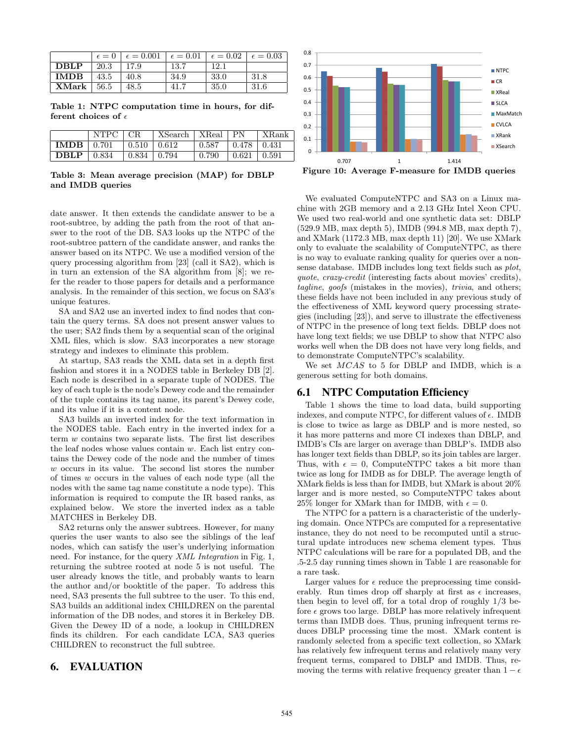|  | $\epsilon = 0$ | $\epsilon = 0.001$ | $\epsilon = 0.01$ | $\epsilon = 0.02$ | $\epsilon = 0.03$ |
|---|---|---|---|---|---|
| **DBLP** | 20.3 | 17.9 | 13.7 | 12.1 |  |
| **IMDB** | 43.5 | 40.8 | 34.9 | 33.0 | 31.8 |
| **XMark** | 56.5 | 48.5 | 41.7 | 35.0 | 31.6 |

**Table 1: NTPC computation time in hours, for different choices of $\epsilon$**

|  | NTPC | CR | XSearch | XReal | PN | XRank |
|---|---|---|---|---|---|---|
| **IMDB** | 0.701 | 0.510 | 0.612 | 0.587 | 0.478 | 0.431 |
| **DBLP** | 0.834 | 0.834 | 0.794 | 0.790 | 0.621 | 0.591 |

**Table 3: Mean average precision (MAP) for DBLP and IMDB queries**

date answer. It then extends the candidate answer to be a root-subtree, by adding the path from the root of that answer to the root of the DB. SA3 looks up the NTPC of the root-subtree pattern of the candidate answer, and ranks the answer based on its NTPC. We use a modified version of the query processing algorithm from [23] (call it SA2), which is in turn an extension of the SA algorithm from [8]; we refer the reader to those papers for details and a performance analysis. In the remainder of this section, we focus on SA3's unique features.

SA and SA2 use an inverted index to find nodes that contain the query terms. SA does not present answer values to the user; SA2 finds them by a sequential scan of the original XML files, which is slow. SA3 incorporates a new storage strategy and indexes to eliminate this problem.

At startup, SA3 reads the XML data set in a depth first fashion and stores it in a NODES table in Berkeley DB [2]. Each node is described in a separate tuple of NODES. The key of each tuple is the node's Dewey code and the remainder of the tuple contains its tag name, its parent's Dewey code, and its value if it is a content node.

SA3 builds an inverted index for the text information in the NODES table. Each entry in the inverted index for a term $w$ contains two separate lists. The first list describes the leaf nodes whose values contain $w$. Each list entry contains the Dewey code of the node and the number of times $w$ occurs in its value. The second list stores the number of times $w$ occurs in the values of each node type (all the nodes with the same tag name constitute a node type). This information is required to compute the IR based ranks, as explained below. We store the inverted index as a table MATCHES in Berkeley DB.

SA2 returns only the answer subtrees. However, for many queries the user wants to also see the siblings of the leaf nodes, which can satisfy the user's underlying information need. For instance, for the query *XML Integration* in Fig. 1, returning the subtree rooted at node 5 is not useful. The user already knows the title, and probably wants to learn the author and/or booktitle of the paper. To address this need, SA3 presents the full subtree to the user. To this end, SA3 builds an additional index CHILDREN on the parental information of the DB nodes, and stores it in Berkeley DB. Given the Dewey ID of a node, a lookup in CHILDREN finds its children. For each candidate LCA, SA3 queries CHILDREN to reconstruct the full subtree.

# 6. EVALUATION

**Figure 10: Average F-measure for IMDB queries**

We evaluated ComputeNTPC and SA3 on a Linux machine with 2GB memory and a 2.13 GHz Intel Xeon CPU. We used two real-world and one synthetic data set: DBLP (529.9 MB, max depth 5), IMDB (994.8 MB, max depth 7), and XMark (1172.3 MB, max depth 11) [20]. We use XMark only to evaluate the scalability of ComputeNTPC, as there is no way to evaluate ranking quality for queries over a nonsense database. IMDB includes long text fields such as *plot*, *quote*, *crazy-credit* (interesting facts about movies' credits), *tagline*, *goofs* (mistakes in the movies), *trivia*, and others; these fields have not been included in any previous study of the effectiveness of XML keyword query processing strategies (including [23]), and serve to illustrate the effectiveness of NTPC in the presence of long text fields. DBLP does not have long text fields; we use DBLP to show that NTPC also works well when the DB does not have very long fields, and to demonstrate ComputeNTPC's scalability.

We set $MCAS$ to 5 for DBLP and IMDB, which is a generous setting for both domains.

## 6.1 NTPC Computation Efficiency

Table 1 shows the time to load data, build supporting indexes, and compute NTPC, for different values of $\epsilon$. IMDB is close to twice as large as DBLP and is more nested, so it has more patterns and more CI indexes than DBLP, and IMDB's CIs are larger on average than DBLP's. IMDB also has longer text fields than DBLP, so its join tables are larger. Thus, with $\epsilon = 0$, ComputeNTPC takes a bit more than twice as long for IMDB as for DBLP. The average length of XMark fields is less than for IMDB, but XMark is about 20% larger and is more nested, so ComputeNTPC takes about 25% longer for XMark than for IMDB, with $\epsilon = 0$.

The NTPC for a pattern is a characteristic of the underlying domain. Once NTPCs are computed for a representative instance, they do not need to be recomputed until a structural update introduces new schema element types. Thus NTPC calculations will be rare for a populated DB, and the .5-2.5 day running times shown in Table 1 are reasonable for a rare task.

Larger values for $\epsilon$ reduce the preprocessing time considerably. Run times drop off sharply at first as $\epsilon$ increases, then begin to level off, for a total drop of roughly 1/3 before $\epsilon$ grows too large. DBLP has more relatively infrequent terms than IMDB does. Thus, pruning infrequent terms reduces DBLP processing time the most. XMark content is randomly selected from a specific text collection, so XMark has relatively few infrequent terms and relatively many very frequent terms, compared to DBLP and IMDB. Thus, removing the terms with relative frequency greater than $1 - \epsilon$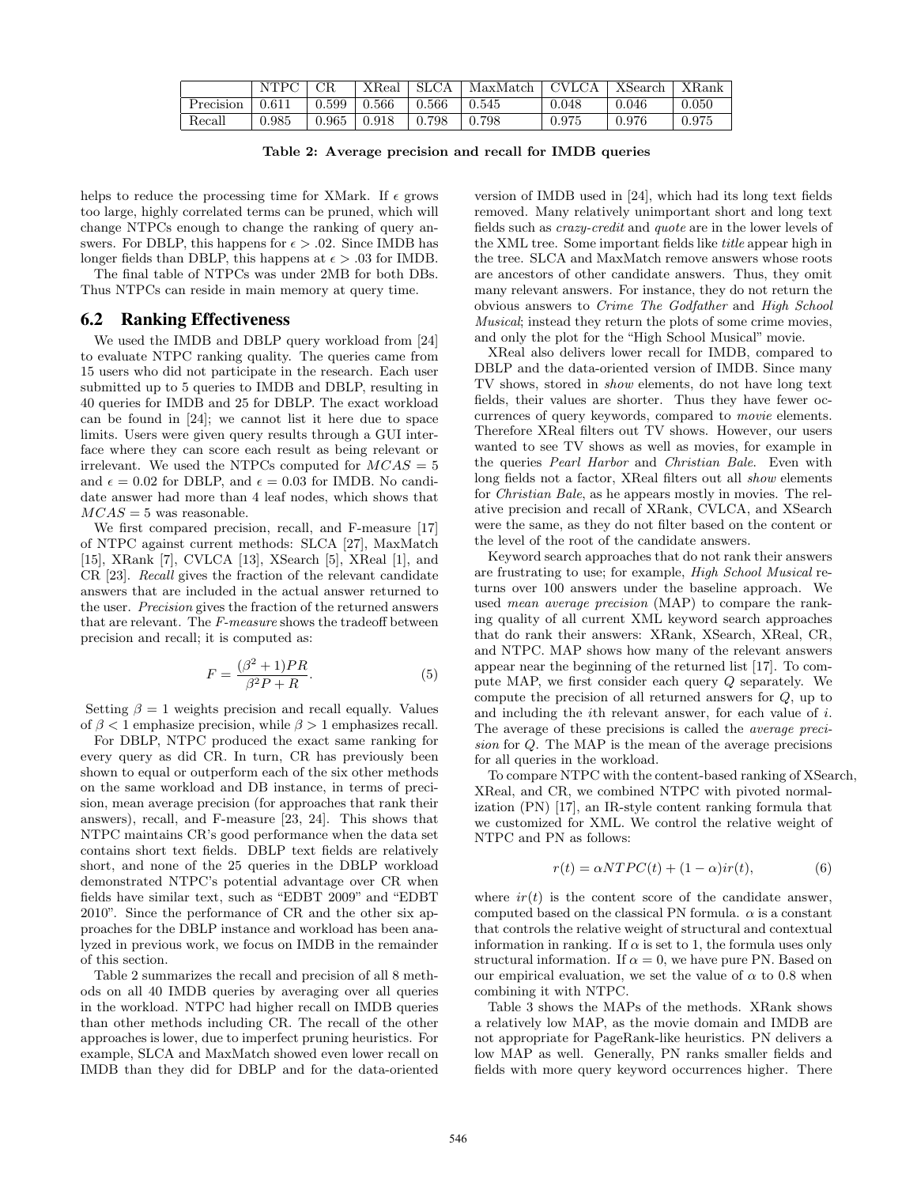|  | NTPC | CR | XReal | SLCA | MaxMatch | CVLCA | XSearch | XRank |
|---|---|---|---|---|---|---|---|---|
| Precision | 0.611 | 0.599 | 0.566 | 0.566 | 0.545 | 0.048 | 0.046 | 0.050 |
| Recall | 0.985 | 0.965 | 0.918 | 0.798 | 0.798 | 0.975 | 0.976 | 0.975 |

**Table 2: Average precision and recall for IMDB queries**

helps to reduce the processing time for XMark. If $\epsilon$ grows too large, highly correlated terms can be pruned, which will change NTPCs enough to change the ranking of query answers. For DBLP, this happens for $\epsilon > .02$. Since IMDB has longer fields than DBLP, this happens at $\epsilon > .03$ for IMDB.

The final table of NTPCs was under 2MB for both DBs. Thus NTPCs can reside in main memory at query time.

## 6.2 Ranking Effectiveness

We used the IMDB and DBLP query workload from [24] to evaluate NTPC ranking quality. The queries came from 15 users who did not participate in the research. Each user submitted up to 5 queries to IMDB and DBLP, resulting in 40 queries for IMDB and 25 for DBLP. The exact workload can be found in [24]; we cannot list it here due to space limits. Users were given query results through a GUI interface where they can score each result as being relevant or irrelevant. We used the NTPCs computed for $MCAS = 5$ and $\epsilon = 0.02$ for DBLP, and $\epsilon = 0.03$ for IMDB. No candidate answer had more than 4 leaf nodes, which shows that $MCAS = 5$ was reasonable.

We first compared precision, recall, and F-measure [17] of NTPC against current methods: SLCA [27], MaxMatch [15], XRank [7], CVLCA [13], XSearch [5], XReal [1], and CR [23]. *Recall* gives the fraction of the relevant candidate answers that are included in the actual answer returned to the user. *Precision* gives the fraction of the returned answers that are relevant. The *F-measure* shows the tradeoff between precision and recall; it is computed as:

$$F = \frac{(\beta^2 + 1)PR}{\beta^2 P + R}. \tag{5}$$

Setting $\beta = 1$ weights precision and recall equally. Values of $\beta < 1$ emphasize precision, while $\beta > 1$ emphasizes recall.

For DBLP, NTPC produced the exact same ranking for every query as did CR. In turn, CR has previously been shown to equal or outperform each of the six other methods on the same workload and DB instance, in terms of precision, mean average precision (for approaches that rank their answers), recall, and F-measure [23, 24]. This shows that NTPC maintains CR's good performance when the data set contains short text fields. DBLP text fields are relatively short, and none of the 25 queries in the DBLP workload demonstrated NTPC's potential advantage over CR when fields have similar text, such as "EDBT 2009" and "EDBT 2010". Since the performance of CR and the other six approaches for the DBLP instance and workload has been analyzed in previous work, we focus on IMDB in the remainder of this section.

Table 2 summarizes the recall and precision of all 8 methods on all 40 IMDB queries by averaging over all queries in the workload. NTPC had higher recall on IMDB queries than other methods including CR. The recall of the other approaches is lower, due to imperfect pruning heuristics. For example, SLCA and MaxMatch showed even lower recall on IMDB than they did for DBLP and for the data-oriented version of IMDB used in [24], which had its long text fields removed. Many relatively unimportant short and long text fields such as *crazy-credit* and *quote* are in the lower levels of the XML tree. Some important fields like *title* appear high in the tree. SLCA and MaxMatch remove answers whose roots are ancestors of other candidate answers. Thus, they omit many relevant answers. For instance, they do not return the obvious answers to *Crime The Godfather* and *High School Musical*; instead they return the plots of some crime movies, and only the plot for the "High School Musical" movie.

XReal also delivers lower recall for IMDB, compared to DBLP and the data-oriented version of IMDB. Since many TV shows, stored in *show* elements, do not have long text fields, their values are shorter. Thus they have fewer occurrences of query keywords, compared to *movie* elements. Therefore XReal filters out TV shows. However, our users wanted to see TV shows as well as movies, for example in the queries *Pearl Harbor* and *Christian Bale*. Even with long fields not a factor, XReal filters out all *show* elements for *Christian Bale*, as he appears mostly in movies. The relative precision and recall of XRank, CVLCA, and XSearch were the same, as they do not filter based on the content or the level of the root of the candidate answers.

Keyword search approaches that do not rank their answers are frustrating to use; for example, *High School Musical* returns over 100 answers under the baseline approach. We used *mean average precision* (MAP) to compare the ranking quality of all current XML keyword search approaches that do rank their answers: XRank, XSearch, XReal, CR, and NTPC. MAP shows how many of the relevant answers appear near the beginning of the returned list [17]. To compute MAP, we first consider each query $Q$ separately. We compute the precision of all returned answers for $Q$, up to and including the $i$th relevant answer, for each value of $i$. The average of these precisions is called the *average precision* for $Q$. The MAP is the mean of the average precisions for all queries in the workload.

To compare NTPC with the content-based ranking of XSearch, XReal, and CR, we combined NTPC with pivoted normalization (PN) [17], an IR-style content ranking formula that we customized for XML. We control the relative weight of NTPC and PN as follows:

$$r(t) = \alpha NTPC(t) + (1 - \alpha)ir(t), \tag{6}$$

where $ir(t)$ is the content score of the candidate answer, computed based on the classical PN formula. $\alpha$ is a constant that controls the relative weight of structural and contextual information in ranking. If $\alpha$ is set to 1, the formula uses only structural information. If $\alpha = 0$, we have pure PN. Based on our empirical evaluation, we set the value of $\alpha$ to 0.8 when combining it with NTPC.

Table 3 shows the MAPs of the methods. XRank shows a relatively low MAP, as the movie domain and IMDB are not appropriate for PageRank-like heuristics. PN delivers a low MAP as well. Generally, PN ranks smaller fields and fields with more query keyword occurrences higher. There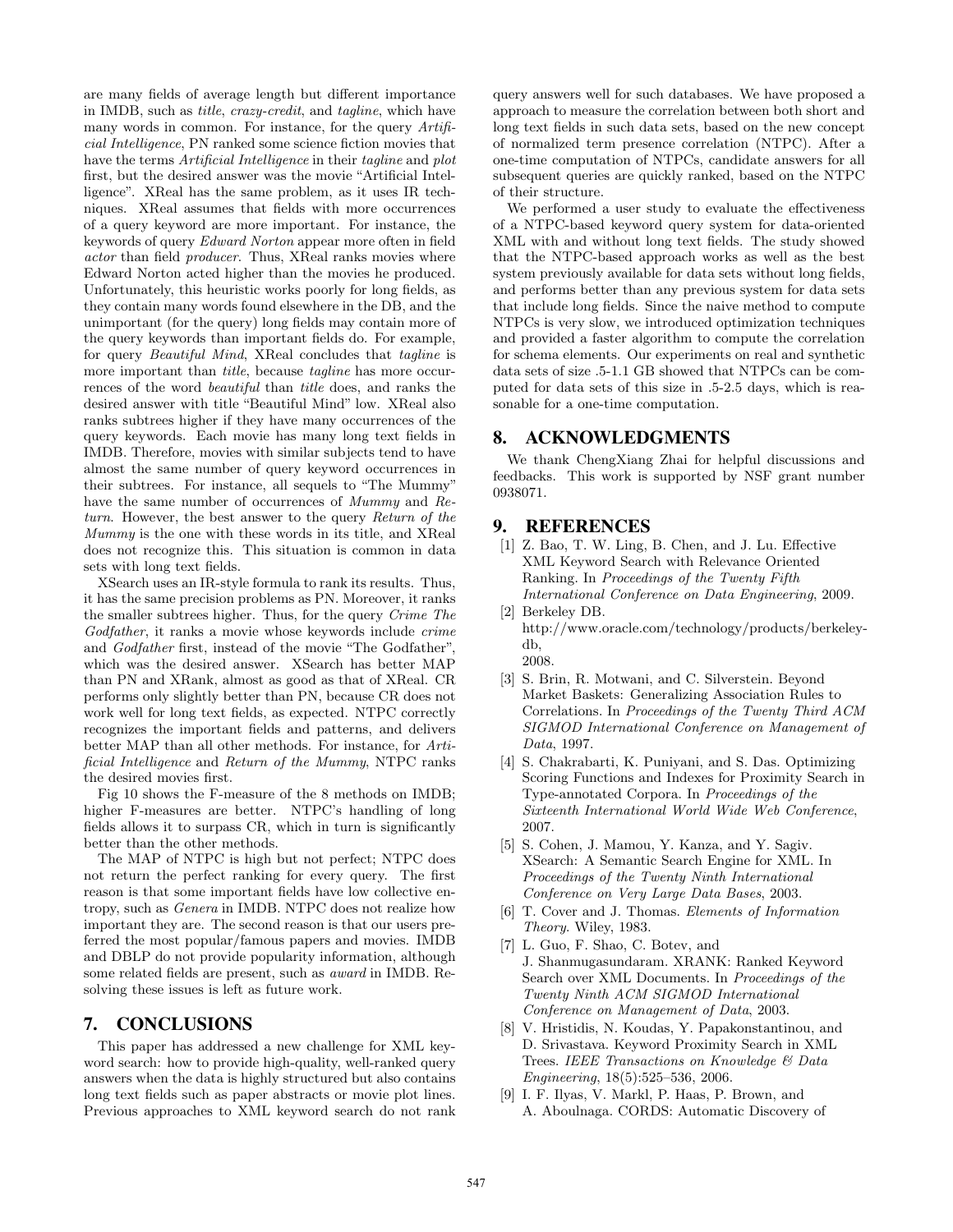are many fields of average length but different importance in IMDB, such as *title*, *crazy-credit*, and *tagline*, which have many words in common. For instance, for the query *Artificial Intelligence*, PN ranked some science fiction movies that have the terms *Artificial Intelligence* in their *tagline* and *plot* first, but the desired answer was the movie "Artificial Intelligence". XReal has the same problem, as it uses IR techniques. XReal assumes that fields with more occurrences of a query keyword are more important. For instance, the keywords of query *Edward Norton* appear more often in field *actor* than field *producer*. Thus, XReal ranks movies where Edward Norton acted higher than the movies he produced. Unfortunately, this heuristic works poorly for long fields, as they contain many words found elsewhere in the DB, and the unimportant (for the query) long fields may contain more of the query keywords than important fields do. For example, for query *Beautiful Mind*, XReal concludes that *tagline* is more important than *title*, because *tagline* has more occurrences of the word *beautiful* than *title* does, and ranks the desired answer with title "Beautiful Mind" low. XReal also ranks subtrees higher if they have many occurrences of the query keywords. Each movie has many long text fields in IMDB. Therefore, movies with similar subjects tend to have almost the same number of query keyword occurrences in their subtrees. For instance, all sequels to "The Mummy" have the same number of occurrences of *Mummy* and *Return*. However, the best answer to the query *Return of the Mummy* is the one with these words in its title, and XReal does not recognize this. This situation is common in data sets with long text fields.

XSearch uses an IR-style formula to rank its results. Thus, it has the same precision problems as PN. Moreover, it ranks the smaller subtrees higher. Thus, for the query *Crime The Godfather*, it ranks a movie whose keywords include *crime* and *Godfather* first, instead of the movie "The Godfather", which was the desired answer. XSearch has better MAP than PN and XRank, almost as good as that of XReal. CR performs only slightly better than PN, because CR does not work well for long text fields, as expected. NTPC correctly recognizes the important fields and patterns, and delivers better MAP than all other methods. For instance, for *Artificial Intelligence* and *Return of the Mummy*, NTPC ranks the desired movies first.

Fig 10 shows the F-measure of the 8 methods on IMDB; higher F-measures are better. NTPC's handling of long fields allows it to surpass CR, which in turn is significantly better than the other methods.

The MAP of NTPC is high but not perfect; NTPC does not return the perfect ranking for every query. The first reason is that some important fields have low collective entropy, such as *Genera* in IMDB. NTPC does not realize how important they are. The second reason is that our users preferred the most popular/famous papers and movies. IMDB and DBLP do not provide popularity information, although some related fields are present, such as *award* in IMDB. Resolving these issues is left as future work.

## 7. CONCLUSIONS

This paper has addressed a new challenge for XML keyword search: how to provide high-quality, well-ranked query answers when the data is highly structured but also contains long text fields such as paper abstracts or movie plot lines. Previous approaches to XML keyword search do not rank query answers well for such databases. We have proposed a approach to measure the correlation between both short and long text fields in such data sets, based on the new concept of normalized term presence correlation (NTPC). After a one-time computation of NTPCs, candidate answers for all subsequent queries are quickly ranked, based on the NTPC of their structure.

We performed a user study to evaluate the effectiveness of a NTPC-based keyword query system for data-oriented XML with and without long text fields. The study showed that the NTPC-based approach works as well as the best system previously available for data sets without long fields, and performs better than any previous system for data sets that include long fields. Since the naive method to compute NTPCs is very slow, we introduced optimization techniques and provided a faster algorithm to compute the correlation for schema elements. Our experiments on real and synthetic data sets of size .5-1.1 GB showed that NTPCs can be computed for data sets of this size in .5-2.5 days, which is reasonable for a one-time computation.

## 8. ACKNOWLEDGMENTS

We thank ChengXiang Zhai for helpful discussions and feedbacks. This work is supported by NSF grant number 0938071.

## 9. REFERENCES

[1] Z. Bao, T. W. Ling, B. Chen, and J. Lu. Effective XML Keyword Search with Relevance Oriented Ranking. In *Proceedings of the Twenty Fifth International Conference on Data Engineering*, 2009.

[2] Berkeley DB. http://www.oracle.com/technology/products/berkeley-db, 2008.

[3] S. Brin, R. Motwani, and C. Silverstein. Beyond Market Baskets: Generalizing Association Rules to Correlations. In *Proceedings of the Twenty Third ACM SIGMOD International Conference on Management of Data*, 1997.

[4] S. Chakrabarti, K. Puniyani, and S. Das. Optimizing Scoring Functions and Indexes for Proximity Search in Type-annotated Corpora. In *Proceedings of the Sixteenth International World Wide Web Conference*, 2007.

[5] S. Cohen, J. Mamou, Y. Kanza, and Y. Sagiv. XSearch: A Semantic Search Engine for XML. In *Proceedings of the Twenty Ninth International Conference on Very Large Data Bases*, 2003.

[6] T. Cover and J. Thomas. *Elements of Information Theory*. Wiley, 1983.

[7] L. Guo, F. Shao, C. Botev, and J. Shanmugasundaram. XRANK: Ranked Keyword Search over XML Documents. In *Proceedings of the Twenty Ninth ACM SIGMOD International Conference on Management of Data*, 2003.

[8] V. Hristidis, N. Koudas, Y. Papakonstantinou, and D. Srivastava. Keyword Proximity Search in XML Trees. *IEEE Transactions on Knowledge & Data Engineering*, 18(5):525–536, 2006.

[9] I. F. Ilyas, V. Markl, P. Haas, P. Brown, and A. Aboulnaga. CORDS: Automatic Discovery of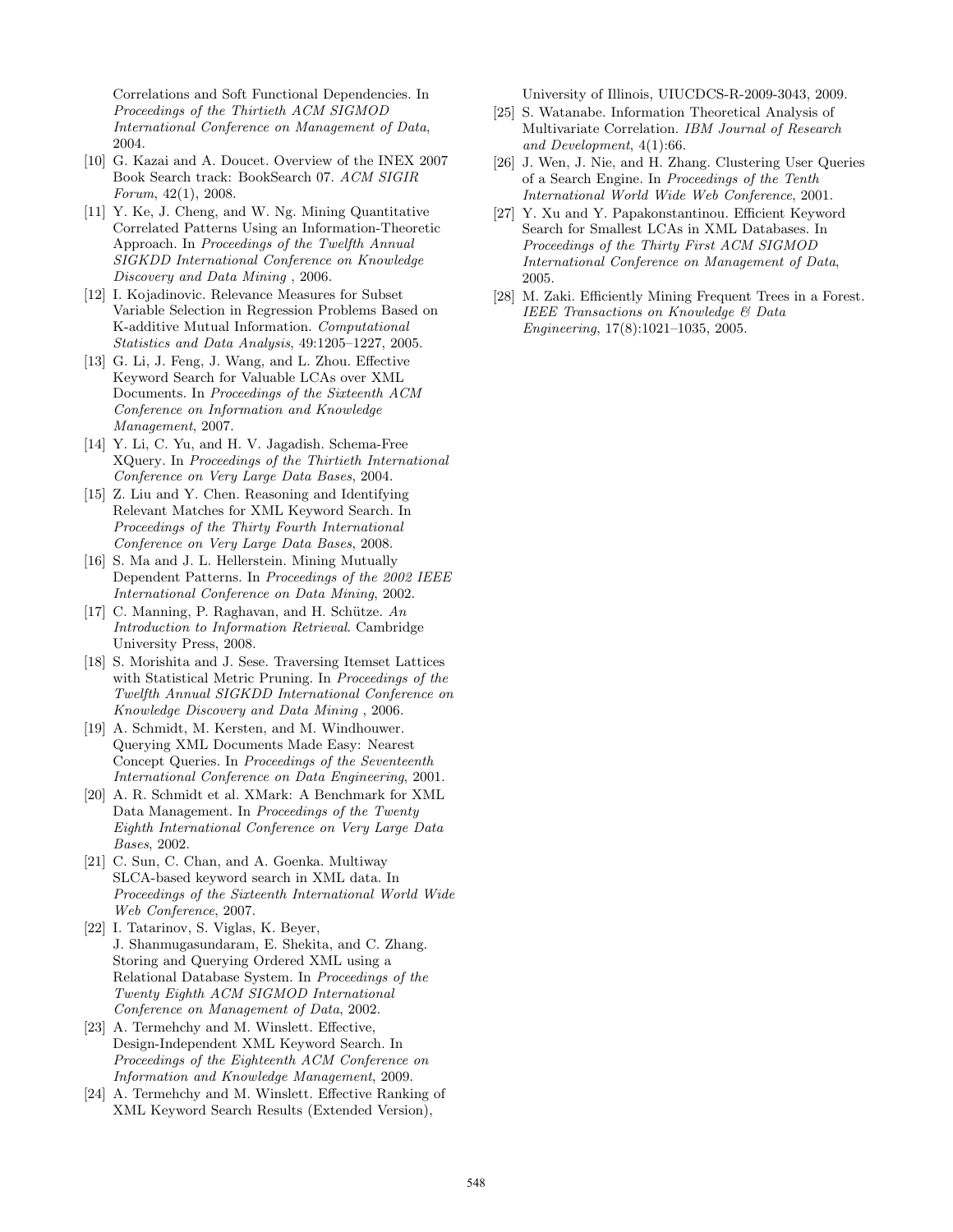Correlations and Soft Functional Dependencies. In *Proceedings of the Thirtieth ACM SIGMOD International Conference on Management of Data*, 2004.

[10] G. Kazai and A. Doucet. Overview of the INEX 2007 Book Search track: BookSearch 07. *ACM SIGIR Forum*, 42(1), 2008.

[11] Y. Ke, J. Cheng, and W. Ng. Mining Quantitative Correlated Patterns Using an Information-Theoretic Approach. In *Proceedings of the Twelfth Annual SIGKDD International Conference on Knowledge Discovery and Data Mining* , 2006.

[12] I. Kojadinovic. Relevance Measures for Subset Variable Selection in Regression Problems Based on K-additive Mutual Information. *Computational Statistics and Data Analysis*, 49:1205–1227, 2005.

[13] G. Li, J. Feng, J. Wang, and L. Zhou. Effective Keyword Search for Valuable LCAs over XML Documents. In *Proceedings of the Sixteenth ACM Conference on Information and Knowledge Management*, 2007.

[14] Y. Li, C. Yu, and H. V. Jagadish. Schema-Free XQuery. In *Proceedings of the Thirtieth International Conference on Very Large Data Bases*, 2004.

[15] Z. Liu and Y. Chen. Reasoning and Identifying Relevant Matches for XML Keyword Search. In *Proceedings of the Thirty Fourth International Conference on Very Large Data Bases*, 2008.

[16] S. Ma and J. L. Hellerstein. Mining Mutually Dependent Patterns. In *Proceedings of the 2002 IEEE International Conference on Data Mining*, 2002.

[17] C. Manning, P. Raghavan, and H. Schütze. *An Introduction to Information Retrieval*. Cambridge University Press, 2008.

[18] S. Morishita and J. Sese. Traversing Itemset Lattices with Statistical Metric Pruning. In *Proceedings of the Twelfth Annual SIGKDD International Conference on Knowledge Discovery and Data Mining* , 2006.

[19] A. Schmidt, M. Kersten, and M. Windhouwer. Querying XML Documents Made Easy: Nearest Concept Queries. In *Proceedings of the Seventeenth International Conference on Data Engineering*, 2001.

[20] A. R. Schmidt et al. XMark: A Benchmark for XML Data Management. In *Proceedings of the Twenty Eighth International Conference on Very Large Data Bases*, 2002.

[21] C. Sun, C. Chan, and A. Goenka. Multiway SLCA-based keyword search in XML data. In *Proceedings of the Sixteenth International World Wide Web Conference*, 2007.

[22] I. Tatarinov, S. Viglas, K. Beyer, J. Shanmugasundaram, E. Shekita, and C. Zhang. Storing and Querying Ordered XML using a Relational Database System. In *Proceedings of the Twenty Eighth ACM SIGMOD International Conference on Management of Data*, 2002.

[23] A. Termehchy and M. Winslett. Effective, Design-Independent XML Keyword Search. In *Proceedings of the Eighteenth ACM Conference on Information and Knowledge Management*, 2009.

[24] A. Termehchy and M. Winslett. Effective Ranking of XML Keyword Search Results (Extended Version), University of Illinois, UIUCDCS-R-2009-3043, 2009.

[25] S. Watanabe. Information Theoretical Analysis of Multivariate Correlation. *IBM Journal of Research and Development*, 4(1):66.

[26] J. Wen, J. Nie, and H. Zhang. Clustering User Queries of a Search Engine. In *Proceedings of the Tenth International World Wide Web Conference*, 2001.

[27] Y. Xu and Y. Papakonstantinou. Efficient Keyword Search for Smallest LCAs in XML Databases. In *Proceedings of the Thirty First ACM SIGMOD International Conference on Management of Data*, 2005.

[28] M. Zaki. Efficiently Mining Frequent Trees in a Forest. *IEEE Transactions on Knowledge & Data Engineering*, 17(8):1021–1035, 2005.